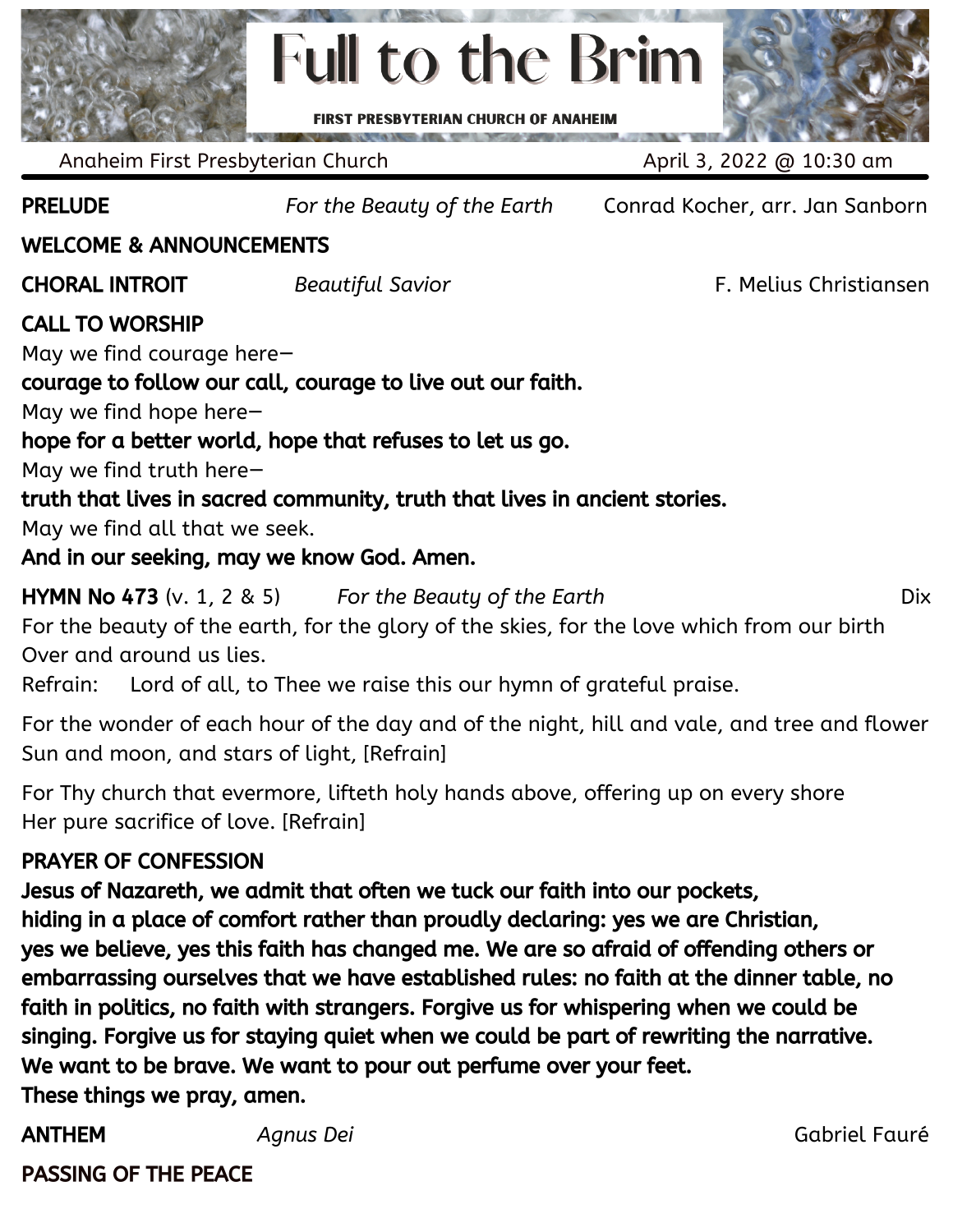# Full to the Brim

FIRST PRESBYTERIAN CHURCH OF ANAHEIM

Anaheim First Presbyterian Church — April 3, 2022 @ 10:30 am

**PRELUDE** — *For the Beauty of the Earth* — Conrad Kocher, arr. Jan Sanborn

**WELCOME & ANNOUNCEMENTS**

**CHORAL INTROIT** — *Beautiful Savior* — F. Melius Christiansen

**CALL TO WORSHIP**

May we find courage here—
**courage to follow our call, courage to live out our faith.**
May we find hope here—
**hope for a better world, hope that refuses to let us go.**
May we find truth here—
**truth that lives in sacred community, truth that lives in ancient stories.**
May we find all that we seek.
**And in our seeking, may we know God. Amen.**

**HYMN No 473** (v. 1, 2 & 5) — *For the Beauty of the Earth* — Dix

For the beauty of the earth, for the glory of the skies, for the love which from our birth
Over and around us lies.
Refrain: Lord of all, to Thee we raise this our hymn of grateful praise.

For the wonder of each hour of the day and of the night, hill and vale, and tree and flower
Sun and moon, and stars of light, [Refrain]

For Thy church that evermore, lifteth holy hands above, offering up on every shore
Her pure sacrifice of love. [Refrain]

**PRAYER OF CONFESSION**

**Jesus of Nazareth, we admit that often we tuck our faith into our pockets, hiding in a place of comfort rather than proudly declaring: yes we are Christian, yes we believe, yes this faith has changed me. We are so afraid of offending others or embarrassing ourselves that we have established rules: no faith at the dinner table, no faith in politics, no faith with strangers. Forgive us for whispering when we could be singing. Forgive us for staying quiet when we could be part of rewriting the narrative. We want to be brave. We want to pour out perfume over your feet.**
**These things we pray, amen.**

**ANTHEM** — *Agnus Dei* — Gabriel Fauré

**PASSING OF THE PEACE**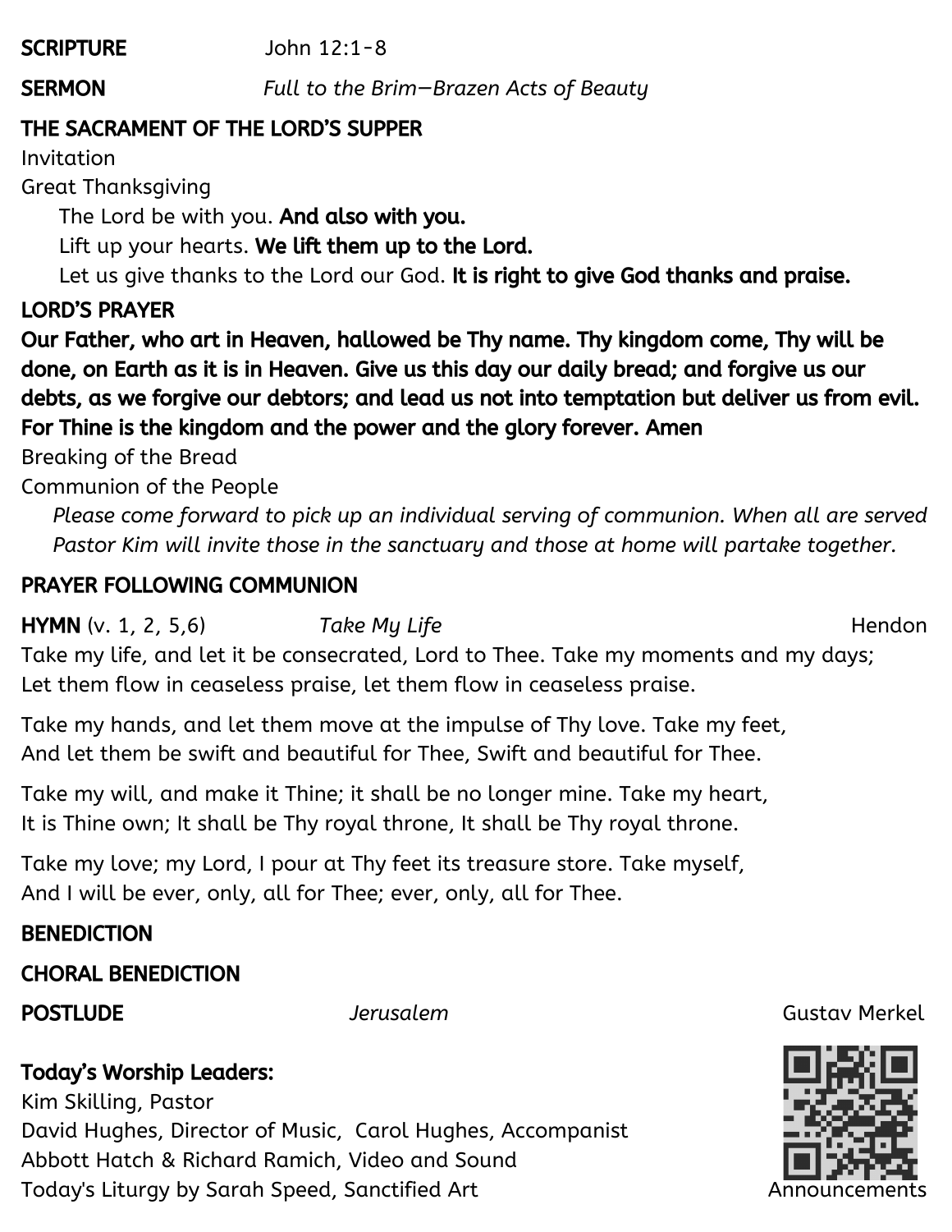**SCRIPTURE** John 12:1-8

**SERMON** *Full to the Brim—Brazen Acts of Beauty*

**THE SACRAMENT OF THE LORD'S SUPPER**

Invitation

Great Thanksgiving

The Lord be with you. **And also with you.**

Lift up your hearts. **We lift them up to the Lord.**

Let us give thanks to the Lord our God. **It is right to give God thanks and praise.**

**LORD'S PRAYER**

**Our Father, who art in Heaven, hallowed be Thy name. Thy kingdom come, Thy will be done, on Earth as it is in Heaven. Give us this day our daily bread; and forgive us our debts, as we forgive our debtors; and lead us not into temptation but deliver us from evil. For Thine is the kingdom and the power and the glory forever. Amen**

Breaking of the Bread

Communion of the People

*Please come forward to pick up an individual serving of communion. When all are served Pastor Kim will invite those in the sanctuary and those at home will partake together.*

**PRAYER FOLLOWING COMMUNION**

**HYMN** (v. 1, 2, 5,6) *Take My Life* Hendon

Take my life, and let it be consecrated, Lord to Thee. Take my moments and my days;
Let them flow in ceaseless praise, let them flow in ceaseless praise.

Take my hands, and let them move at the impulse of Thy love. Take my feet,
And let them be swift and beautiful for Thee, Swift and beautiful for Thee.

Take my will, and make it Thine; it shall be no longer mine. Take my heart,
It is Thine own; It shall be Thy royal throne, It shall be Thy royal throne.

Take my love; my Lord, I pour at Thy feet its treasure store. Take myself,
And I will be ever, only, all for Thee; ever, only, all for Thee.

**BENEDICTION**

**CHORAL BENEDICTION**

**POSTLUDE** *Jerusalem* Gustav Merkel

**Today's Worship Leaders:**

Kim Skilling, Pastor
David Hughes, Director of Music, Carol Hughes, Accompanist
Abbott Hatch & Richard Ramich, Video and Sound
Today's Liturgy by Sarah Speed, Sanctified Art

Announcements